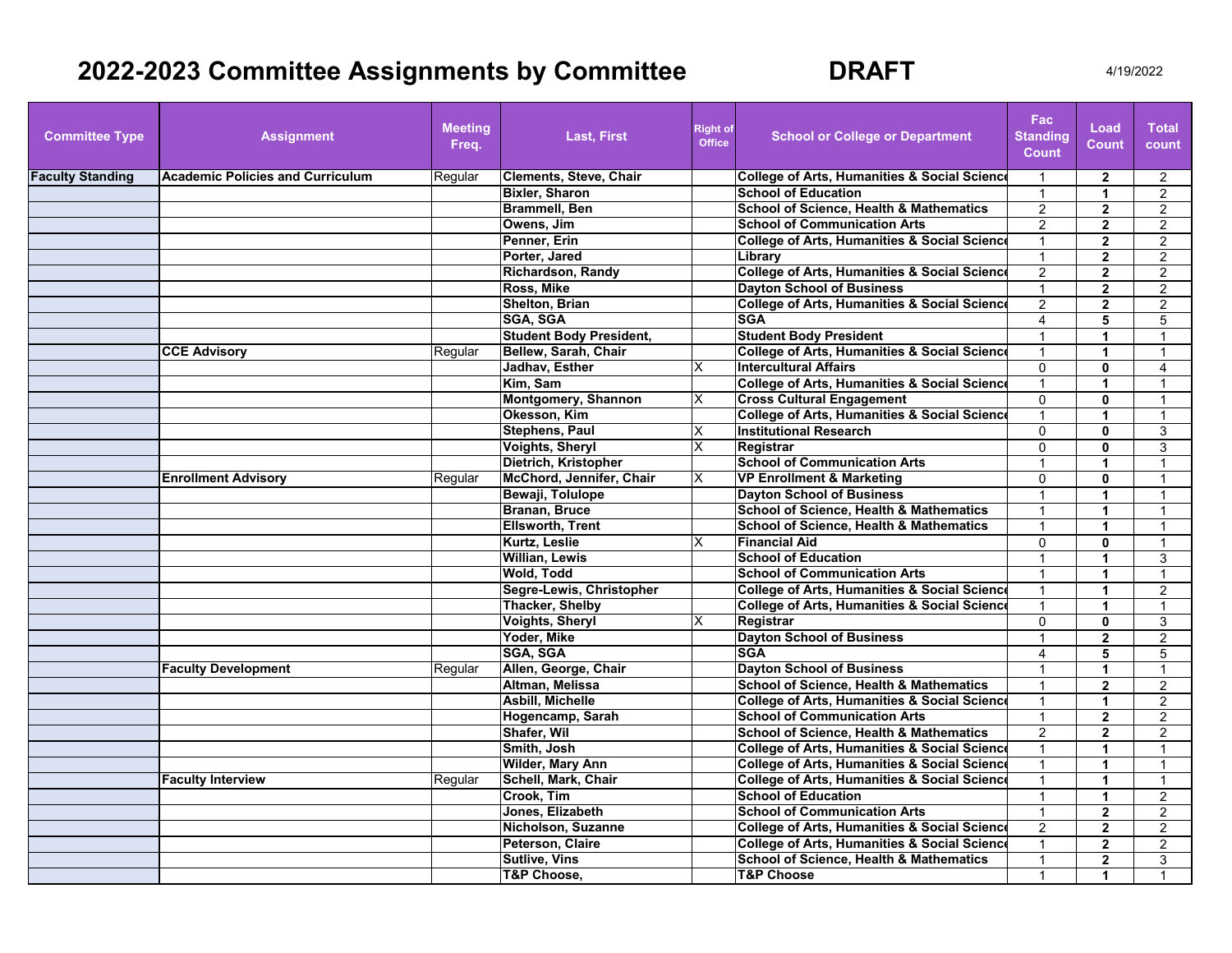# 2022-2023 Committee Assignments by Committee **DRAFT** 4/19/2022

| Committee Type | Assignment | Meeting Freq. | Last, First | Right of Office | School or College or Department | Fac Standing Count | Load Count | Total count |
|---|---|---|---|---|---|---|---|---|
| **Faculty Standing** | **Academic Policies and Curriculum** | Regular | **Clements, Steve, Chair** | | **College of Arts, Humanities & Social Science** | 1 | **2** | 2 |
| | | | **Bixler, Sharon** | | **School of Education** | 1 | **1** | 2 |
| | | | **Brammell, Ben** | | **School of Science, Health & Mathematics** | 2 | **2** | 2 |
| | | | **Owens, Jim** | | **School of Communication Arts** | 2 | **2** | 2 |
| | | | **Penner, Erin** | | **College of Arts, Humanities & Social Science** | 1 | **2** | 2 |
| | | | **Porter, Jared** | | **Library** | 1 | **2** | 2 |
| | | | **Richardson, Randy** | | **College of Arts, Humanities & Social Science** | 2 | **2** | 2 |
| | | | **Ross, Mike** | | **Dayton School of Business** | 1 | **2** | 2 |
| | | | **Shelton, Brian** | | **College of Arts, Humanities & Social Science** | 2 | **2** | 2 |
| | | | **SGA, SGA** | | **SGA** | 4 | **5** | 5 |
| | | | **Student Body President,** | | **Student Body President** | 1 | **1** | 1 |
| | **CCE Advisory** | Regular | **Bellew, Sarah, Chair** | | **College of Arts, Humanities & Social Science** | 1 | **1** | 1 |
| | | | **Jadhav, Esther** | X | **Intercultural Affairs** | 0 | **0** | 4 |
| | | | **Kim, Sam** | | **College of Arts, Humanities & Social Science** | 1 | **1** | 1 |
| | | | **Montgomery, Shannon** | X | **Cross Cultural Engagement** | 0 | **0** | 1 |
| | | | **Okesson, Kim** | | **College of Arts, Humanities & Social Science** | 1 | **1** | 1 |
| | | | **Stephens, Paul** | X | **Institutional Research** | 0 | **0** | 3 |
| | | | **Voights, Sheryl** | X | **Registrar** | 0 | **0** | 3 |
| | | | **Dietrich, Kristopher** | | **School of Communication Arts** | 1 | **1** | 1 |
| | **Enrollment Advisory** | Regular | **McChord, Jennifer, Chair** | X | **VP Enrollment & Marketing** | 0 | **0** | 1 |
| | | | **Bewaji, Tolulope** | | **Dayton School of Business** | 1 | **1** | 1 |
| | | | **Branan, Bruce** | | **School of Science, Health & Mathematics** | 1 | **1** | 1 |
| | | | **Ellsworth, Trent** | | **School of Science, Health & Mathematics** | 1 | **1** | 1 |
| | | | **Kurtz, Leslie** | X | **Financial Aid** | 0 | **0** | 1 |
| | | | **Willian, Lewis** | | **School of Education** | 1 | **1** | 3 |
| | | | **Wold, Todd** | | **School of Communication Arts** | 1 | **1** | 1 |
| | | | **Segre-Lewis, Christopher** | | **College of Arts, Humanities & Social Science** | 1 | **1** | 2 |
| | | | **Thacker, Shelby** | | **College of Arts, Humanities & Social Science** | 1 | **1** | 1 |
| | | | **Voights, Sheryl** | X | **Registrar** | 0 | **0** | 3 |
| | | | **Yoder, Mike** | | **Dayton School of Business** | 1 | **2** | 2 |
| | | | **SGA, SGA** | | **SGA** | 4 | **5** | 5 |
| | **Faculty Development** | Regular | **Allen, George, Chair** | | **Dayton School of Business** | 1 | **1** | 1 |
| | | | **Altman, Melissa** | | **School of Science, Health & Mathematics** | 1 | **2** | 2 |
| | | | **Asbill, Michelle** | | **College of Arts, Humanities & Social Science** | 1 | **1** | 2 |
| | | | **Hogencamp, Sarah** | | **School of Communication Arts** | 1 | **2** | 2 |
| | | | **Shafer, Wil** | | **School of Science, Health & Mathematics** | 2 | **2** | 2 |
| | | | **Smith, Josh** | | **College of Arts, Humanities & Social Science** | 1 | **1** | 1 |
| | | | **Wilder, Mary Ann** | | **College of Arts, Humanities & Social Science** | 1 | **1** | 1 |
| | **Faculty Interview** | Regular | **Schell, Mark, Chair** | | **College of Arts, Humanities & Social Science** | 1 | **1** | 1 |
| | | | **Crook, Tim** | | **School of Education** | 1 | **1** | 2 |
| | | | **Jones, Elizabeth** | | **School of Communication Arts** | 1 | **2** | 2 |
| | | | **Nicholson, Suzanne** | | **College of Arts, Humanities & Social Science** | 2 | **2** | 2 |
| | | | **Peterson, Claire** | | **College of Arts, Humanities & Social Science** | 1 | **2** | 2 |
| | | | **Sutlive, Vins** | | **School of Science, Health & Mathematics** | 1 | **2** | 3 |
| | | | **T&P Choose,** | | **T&P Choose** | 1 | **1** | 1 |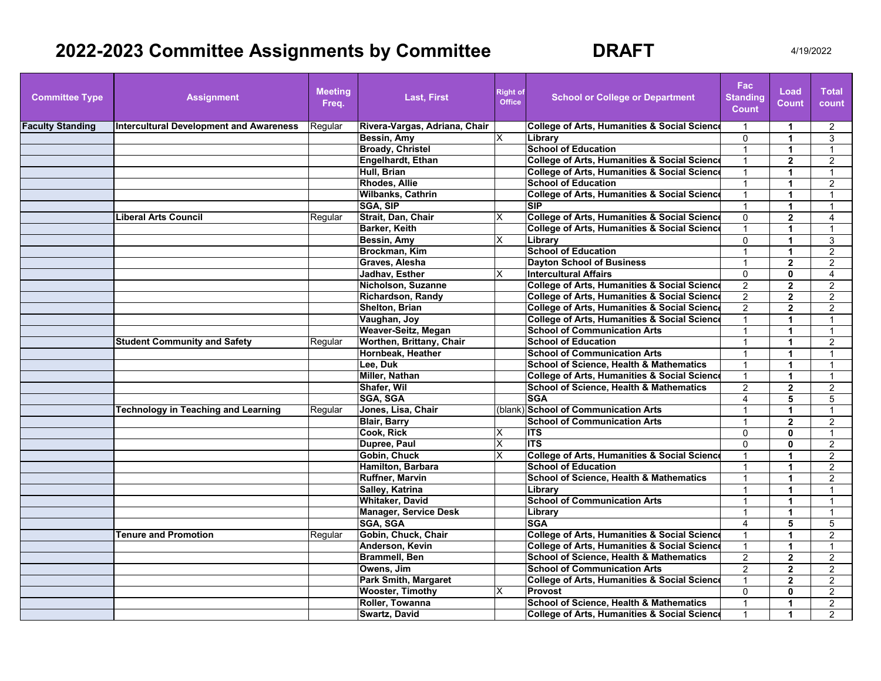# 2022-2023 Committee Assignments by Committee DRAFT

4/19/2022

| Committee Type | Assignment | Meeting Freq. | Last, First | Right of Office | School or College or Department | Fac Standing Count | Load Count | Total count |
|---|---|---|---|---|---|---|---|---|
| Faculty Standing | Intercultural Development and Awareness | Regular | Rivera-Vargas, Adriana, Chair | | College of Arts, Humanities & Social Science | 1 | 1 | 2 |
| | | | Bessin, Amy | X | Library | 0 | 1 | 3 |
| | | | Broady, Christel | | School of Education | 1 | 1 | 1 |
| | | | Engelhardt, Ethan | | College of Arts, Humanities & Social Science | 1 | 2 | 2 |
| | | | Hull, Brian | | College of Arts, Humanities & Social Science | 1 | 1 | 1 |
| | | | Rhodes, Allie | | School of Education | 1 | 1 | 2 |
| | | | Wilbanks, Cathrin | | College of Arts, Humanities & Social Science | 1 | 1 | 1 |
| | | | SGA, SIP | | SIP | 1 | 1 | 1 |
| | Liberal Arts Council | Regular | Strait, Dan, Chair | X | College of Arts, Humanities & Social Science | 0 | 2 | 4 |
| | | | Barker, Keith | | College of Arts, Humanities & Social Science | 1 | 1 | 1 |
| | | | Bessin, Amy | X | Library | 0 | 1 | 3 |
| | | | Brockman, Kim | | School of Education | 1 | 1 | 2 |
| | | | Graves, Alesha | | Dayton School of Business | 1 | 2 | 2 |
| | | | Jadhav, Esther | X | Intercultural Affairs | 0 | 0 | 4 |
| | | | Nicholson, Suzanne | | College of Arts, Humanities & Social Science | 2 | 2 | 2 |
| | | | Richardson, Randy | | College of Arts, Humanities & Social Science | 2 | 2 | 2 |
| | | | Shelton, Brian | | College of Arts, Humanities & Social Science | 2 | 2 | 2 |
| | | | Vaughan, Joy | | College of Arts, Humanities & Social Science | 1 | 1 | 1 |
| | | | Weaver-Seitz, Megan | | School of Communication Arts | 1 | 1 | 1 |
| | Student Community and Safety | Regular | Worthen, Brittany, Chair | | School of Education | 1 | 1 | 2 |
| | | | Hornbeak, Heather | | School of Communication Arts | 1 | 1 | 1 |
| | | | Lee, Duk | | School of Science, Health & Mathematics | 1 | 1 | 1 |
| | | | Miller, Nathan | | College of Arts, Humanities & Social Science | 1 | 1 | 1 |
| | | | Shafer, Wil | | School of Science, Health & Mathematics | 2 | 2 | 2 |
| | | | SGA, SGA | | SGA | 4 | 5 | 5 |
| | Technology in Teaching and Learning | Regular | Jones, Lisa, Chair | (blank) | School of Communication Arts | 1 | 1 | 1 |
| | | | Blair, Barry | | School of Communication Arts | 1 | 2 | 2 |
| | | | Cook, Rick | X | ITS | 0 | 0 | 1 |
| | | | Dupree, Paul | X | ITS | 0 | 0 | 2 |
| | | | Gobin, Chuck | X | College of Arts, Humanities & Social Science | 1 | 1 | 2 |
| | | | Hamilton, Barbara | | School of Education | 1 | 1 | 2 |
| | | | Ruffner, Marvin | | School of Science, Health & Mathematics | 1 | 1 | 2 |
| | | | Salley, Katrina | | Library | 1 | 1 | 1 |
| | | | Whitaker, David | | School of Communication Arts | 1 | 1 | 1 |
| | | | Manager, Service Desk | | Library | 1 | 1 | 1 |
| | | | SGA, SGA | | SGA | 4 | 5 | 5 |
| | Tenure and Promotion | Regular | Gobin, Chuck, Chair | | College of Arts, Humanities & Social Science | 1 | 1 | 2 |
| | | | Anderson, Kevin | | College of Arts, Humanities & Social Science | 1 | 1 | 1 |
| | | | Brammell, Ben | | School of Science, Health & Mathematics | 2 | 2 | 2 |
| | | | Owens, Jim | | School of Communication Arts | 2 | 2 | 2 |
| | | | Park Smith, Margaret | | College of Arts, Humanities & Social Science | 1 | 2 | 2 |
| | | | Wooster, Timothy | X | Provost | 0 | 0 | 2 |
| | | | Roller, Towanna | | School of Science, Health & Mathematics | 1 | 1 | 2 |
| | | | Swartz, David | | College of Arts, Humanities & Social Science | 1 | 1 | 2 |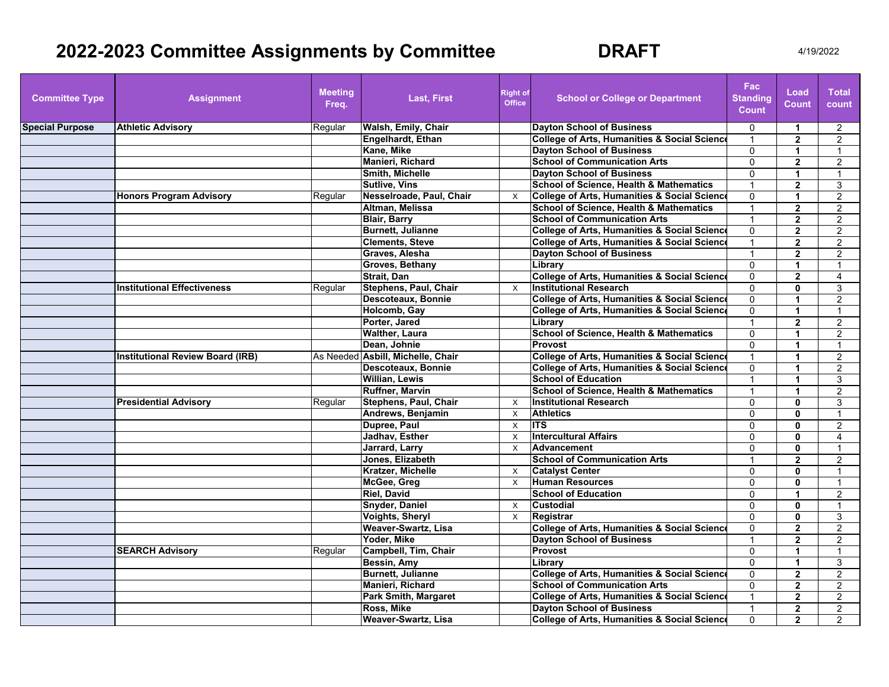# 2022-2023 Committee Assignments by Committee

**DRAFT**

4/19/2022

| Committee Type | Assignment | Meeting Freq. | Last, First | Right of Office | School or College or Department | Fac Standing Count | Load Count | Total count |
|---|---|---|---|---|---|---|---|---|
| **Special Purpose** | **Athletic Advisory** | Regular | **Walsh, Emily, Chair** | | **Dayton School of Business** | 0 | **1** | 2 |
| | | | **Engelhardt, Ethan** | | **College of Arts, Humanities & Social Science** | 1 | **2** | 2 |
| | | | **Kane, Mike** | | **Dayton School of Business** | 0 | **1** | 1 |
| | | | **Manieri, Richard** | | **School of Communication Arts** | 0 | **2** | 2 |
| | | | **Smith, Michelle** | | **Dayton School of Business** | 0 | **1** | 1 |
| | | | **Sutlive, Vins** | | **School of Science, Health & Mathematics** | 1 | **2** | 3 |
| | **Honors Program Advisory** | Regular | **Nesselroade, Paul, Chair** | x | **College of Arts, Humanities & Social Science** | 0 | **1** | 2 |
| | | | **Altman, Melissa** | | **School of Science, Health & Mathematics** | 1 | **2** | 2 |
| | | | **Blair, Barry** | | **School of Communication Arts** | 1 | **2** | 2 |
| | | | **Burnett, Julianne** | | **College of Arts, Humanities & Social Science** | 0 | **2** | 2 |
| | | | **Clements, Steve** | | **College of Arts, Humanities & Social Science** | 1 | **2** | 2 |
| | | | **Graves, Alesha** | | **Dayton School of Business** | 1 | **2** | 2 |
| | | | **Groves, Bethany** | | **Library** | 0 | **1** | 1 |
| | | | **Strait, Dan** | | **College of Arts, Humanities & Social Science** | 0 | **2** | 4 |
| | **Institutional Effectiveness** | Regular | **Stephens, Paul, Chair** | x | **Institutional Research** | 0 | **0** | 3 |
| | | | **Descoteaux, Bonnie** | | **College of Arts, Humanities & Social Science** | 0 | **1** | 2 |
| | | | **Holcomb, Gay** | | **College of Arts, Humanities & Social Science** | 0 | **1** | 1 |
| | | | **Porter, Jared** | | **Library** | 1 | **2** | 2 |
| | | | **Walther, Laura** | | **School of Science, Health & Mathematics** | 0 | **1** | 2 |
| | | | **Dean, Johnie** | | **Provost** | 0 | **1** | 1 |
| | **Institutional Review Board (IRB)** | As Needed | **Asbill, Michelle, Chair** | | **College of Arts, Humanities & Social Science** | 1 | **1** | 2 |
| | | | **Descoteaux, Bonnie** | | **College of Arts, Humanities & Social Science** | 0 | **1** | 2 |
| | | | **Willian, Lewis** | | **School of Education** | 1 | **1** | 3 |
| | | | **Ruffner, Marvin** | | **School of Science, Health & Mathematics** | 1 | **1** | 2 |
| | **Presidential Advisory** | Regular | **Stephens, Paul, Chair** | x | **Institutional Research** | 0 | **0** | 3 |
| | | | **Andrews, Benjamin** | x | **Athletics** | 0 | **0** | 1 |
| | | | **Dupree, Paul** | x | **ITS** | 0 | **0** | 2 |
| | | | **Jadhav, Esther** | x | **Intercultural Affairs** | 0 | **0** | 4 |
| | | | **Jarrard, Larry** | x | **Advancement** | 0 | **0** | 1 |
| | | | **Jones, Elizabeth** | | **School of Communication Arts** | 1 | **2** | 2 |
| | | | **Kratzer, Michelle** | x | **Catalyst Center** | 0 | **0** | 1 |
| | | | **McGee, Greg** | x | **Human Resources** | 0 | **0** | 1 |
| | | | **Riel, David** | | **School of Education** | 0 | **1** | 2 |
| | | | **Snyder, Daniel** | x | **Custodial** | 0 | **0** | 1 |
| | | | **Voights, Sheryl** | x | **Registrar** | 0 | **0** | 3 |
| | | | **Weaver-Swartz, Lisa** | | **College of Arts, Humanities & Social Science** | 0 | **2** | 2 |
| | | | **Yoder, Mike** | | **Dayton School of Business** | 1 | **2** | 2 |
| | **SEARCH Advisory** | Regular | **Campbell, Tim, Chair** | | **Provost** | 0 | **1** | 1 |
| | | | **Bessin, Amy** | | **Library** | 0 | **1** | 3 |
| | | | **Burnett, Julianne** | | **College of Arts, Humanities & Social Science** | 0 | **2** | 2 |
| | | | **Manieri, Richard** | | **School of Communication Arts** | 0 | **2** | 2 |
| | | | **Park Smith, Margaret** | | **College of Arts, Humanities & Social Science** | 1 | **2** | 2 |
| | | | **Ross, Mike** | | **Dayton School of Business** | 1 | **2** | 2 |
| | | | **Weaver-Swartz, Lisa** | | **College of Arts, Humanities & Social Science** | 0 | **2** | 2 |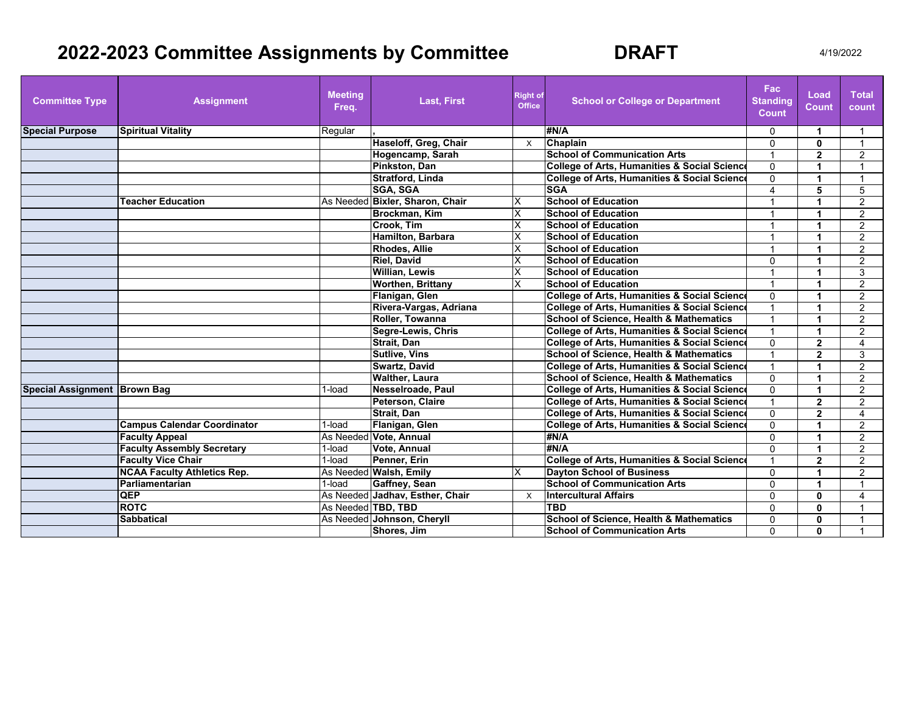# 2022-2023 Committee Assignments by Committee

**DRAFT**

4/19/2022

| Committee Type | Assignment | Meeting Freq. | Last, First | Right of Office | School or College or Department | Fac Standing Count | Load Count | Total count |
|---|---|---|---|---|---|---|---|---|
| **Special Purpose** | **Spiritual Vitality** | Regular | , | | **#N/A** | 0 | **1** | 1 |
| | | | **Haseloff, Greg, Chair** | x | **Chaplain** | 0 | **0** | 1 |
| | | | **Hogencamp, Sarah** | | **School of Communication Arts** | 1 | **2** | 2 |
| | | | **Pinkston, Dan** | | **College of Arts, Humanities & Social Science** | 0 | **1** | 1 |
| | | | **Stratford, Linda** | | **College of Arts, Humanities & Social Science** | 0 | **1** | 1 |
| | | | **SGA, SGA** | | **SGA** | 4 | **5** | 5 |
| | **Teacher Education** | As Needed | **Bixler, Sharon, Chair** | X | **School of Education** | 1 | **1** | 2 |
| | | | **Brockman, Kim** | X | **School of Education** | 1 | **1** | 2 |
| | | | **Crook, Tim** | X | **School of Education** | 1 | **1** | 2 |
| | | | **Hamilton, Barbara** | X | **School of Education** | 1 | **1** | 2 |
| | | | **Rhodes, Allie** | X | **School of Education** | 1 | **1** | 2 |
| | | | **Riel, David** | X | **School of Education** | 0 | **1** | 2 |
| | | | **Willian, Lewis** | X | **School of Education** | 1 | **1** | 3 |
| | | | **Worthen, Brittany** | X | **School of Education** | 1 | **1** | 2 |
| | | | **Flanigan, Glen** | | **College of Arts, Humanities & Social Science** | 0 | **1** | 2 |
| | | | **Rivera-Vargas, Adriana** | | **College of Arts, Humanities & Social Science** | 1 | **1** | 2 |
| | | | **Roller, Towanna** | | **School of Science, Health & Mathematics** | 1 | **1** | 2 |
| | | | **Segre-Lewis, Chris** | | **College of Arts, Humanities & Social Science** | 1 | **1** | 2 |
| | | | **Strait, Dan** | | **College of Arts, Humanities & Social Science** | 0 | **2** | 4 |
| | | | **Sutlive, Vins** | | **School of Science, Health & Mathematics** | 1 | **2** | 3 |
| | | | **Swartz, David** | | **College of Arts, Humanities & Social Science** | 1 | **1** | 2 |
| | | | **Walther, Laura** | | **School of Science, Health & Mathematics** | 0 | **1** | 2 |
| **Special Assignment** | **Brown Bag** | 1-load | **Nesselroade, Paul** | | **College of Arts, Humanities & Social Science** | 0 | **1** | 2 |
| | | | **Peterson, Claire** | | **College of Arts, Humanities & Social Science** | 1 | **2** | 2 |
| | | | **Strait, Dan** | | **College of Arts, Humanities & Social Science** | 0 | **2** | 4 |
| | **Campus Calendar Coordinator** | 1-load | **Flanigan, Glen** | | **College of Arts, Humanities & Social Science** | 0 | **1** | 2 |
| | **Faculty Appeal** | As Needed | **Vote, Annual** | | **#N/A** | 0 | **1** | 2 |
| | **Faculty Assembly Secretary** | 1-load | **Vote, Annual** | | **#N/A** | 0 | **1** | 2 |
| | **Faculty Vice Chair** | 1-load | **Penner, Erin** | | **College of Arts, Humanities & Social Science** | 1 | **2** | 2 |
| | **NCAA Faculty Athletics Rep.** | As Needed | **Walsh, Emily** | X | **Dayton School of Business** | 0 | **1** | 2 |
| | **Parliamentarian** | 1-load | **Gaffney, Sean** | | **School of Communication Arts** | 0 | **1** | 1 |
| | **QEP** | As Needed | **Jadhav, Esther, Chair** | x | **Intercultural Affairs** | 0 | **0** | 4 |
| | **ROTC** | As Needed | **TBD, TBD** | | **TBD** | 0 | **0** | 1 |
| | **Sabbatical** | As Needed | **Johnson, Cheryll** | | **School of Science, Health & Mathematics** | 0 | **0** | 1 |
| | | | **Shores, Jim** | | **School of Communication Arts** | 0 | **0** | 1 |